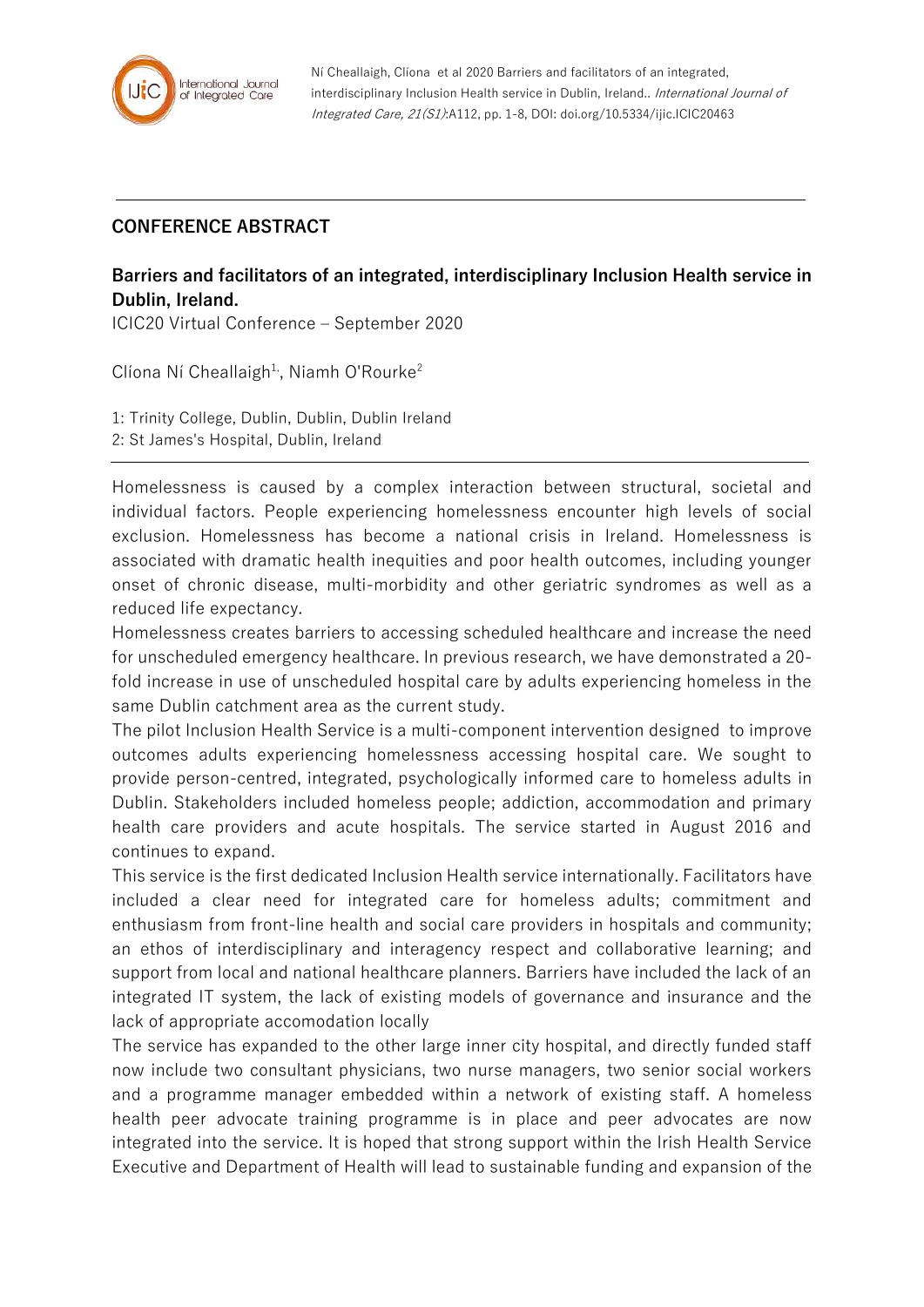**CONFERENCE ABSTRACT**

# Barriers and facilitators of an integrated, interdisciplinary Inclusion Health service in Dublin, Ireland.

ICIC20 Virtual Conference – September 2020

Clíona Ní Cheallaigh[1,], Niamh O'Rourke[2]

1: Trinity College, Dublin, Dublin, Dublin Ireland
2: St James's Hospital, Dublin, Ireland

Homelessness is caused by a complex interaction between structural, societal and individual factors. People experiencing homelessness encounter high levels of social exclusion. Homelessness has become a national crisis in Ireland. Homelessness is associated with dramatic health inequities and poor health outcomes, including younger onset of chronic disease, multi-morbidity and other geriatric syndromes as well as a reduced life expectancy.

Homelessness creates barriers to accessing scheduled healthcare and increase the need for unscheduled emergency healthcare. In previous research, we have demonstrated a 20-fold increase in use of unscheduled hospital care by adults experiencing homeless in the same Dublin catchment area as the current study.

The pilot Inclusion Health Service is a multi-component intervention designed to improve outcomes adults experiencing homelessness accessing hospital care. We sought to provide person-centred, integrated, psychologically informed care to homeless adults in Dublin. Stakeholders included homeless people; addiction, accommodation and primary health care providers and acute hospitals. The service started in August 2016 and continues to expand.

This service is the first dedicated Inclusion Health service internationally. Facilitators have included a clear need for integrated care for homeless adults; commitment and enthusiasm from front-line health and social care providers in hospitals and community; an ethos of interdisciplinary and interagency respect and collaborative learning; and support from local and national healthcare planners. Barriers have included the lack of an integrated IT system, the lack of existing models of governance and insurance and the lack of appropriate accomodation locally

The service has expanded to the other large inner city hospital, and directly funded staff now include two consultant physicians, two nurse managers, two senior social workers and a programme manager embedded within a network of existing staff. A homeless health peer advocate training programme is in place and peer advocates are now integrated into the service. It is hoped that strong support within the Irish Health Service Executive and Department of Health will lead to sustainable funding and expansion of the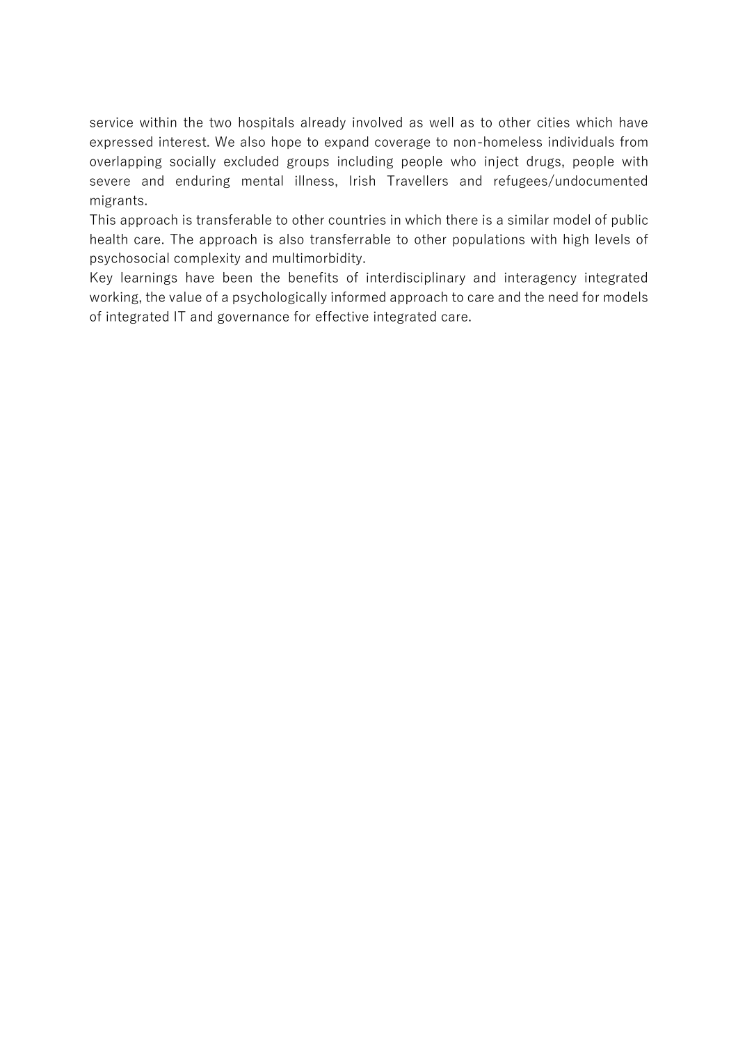service within the two hospitals already involved as well as to other cities which have expressed interest. We also hope to expand coverage to non-homeless individuals from overlapping socially excluded groups including people who inject drugs, people with severe and enduring mental illness, Irish Travellers and refugees/undocumented migrants.

This approach is transferable to other countries in which there is a similar model of public health care. The approach is also transferrable to other populations with high levels of psychosocial complexity and multimorbidity.

Key learnings have been the benefits of interdisciplinary and interagency integrated working, the value of a psychologically informed approach to care and the need for models of integrated IT and governance for effective integrated care.